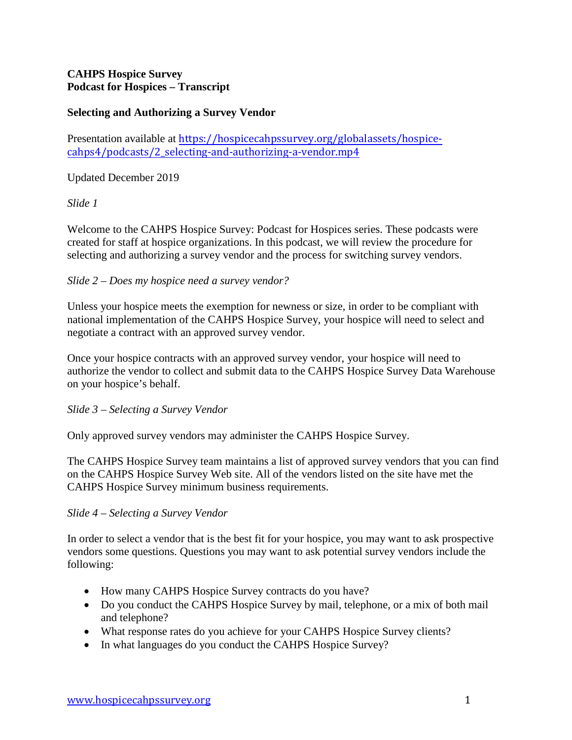**CAHPS Hospice Survey**
**Podcast for Hospices – Transcript**

**Selecting and Authorizing a Survey Vendor**

Presentation available at https://hospicecahpssurvey.org/globalassets/hospice-cahps4/podcasts/2_selecting-and-authorizing-a-vendor.mp4

Updated December 2019

*Slide 1*

Welcome to the CAHPS Hospice Survey: Podcast for Hospices series. These podcasts were created for staff at hospice organizations. In this podcast, we will review the procedure for selecting and authorizing a survey vendor and the process for switching survey vendors.

*Slide 2 – Does my hospice need a survey vendor?*

Unless your hospice meets the exemption for newness or size, in order to be compliant with national implementation of the CAHPS Hospice Survey, your hospice will need to select and negotiate a contract with an approved survey vendor.

Once your hospice contracts with an approved survey vendor, your hospice will need to authorize the vendor to collect and submit data to the CAHPS Hospice Survey Data Warehouse on your hospice's behalf.

*Slide 3 – Selecting a Survey Vendor*

Only approved survey vendors may administer the CAHPS Hospice Survey.

The CAHPS Hospice Survey team maintains a list of approved survey vendors that you can find on the CAHPS Hospice Survey Web site. All of the vendors listed on the site have met the CAHPS Hospice Survey minimum business requirements.

*Slide 4 – Selecting a Survey Vendor*

In order to select a vendor that is the best fit for your hospice, you may want to ask prospective vendors some questions. Questions you may want to ask potential survey vendors include the following:

- How many CAHPS Hospice Survey contracts do you have?
- Do you conduct the CAHPS Hospice Survey by mail, telephone, or a mix of both mail and telephone?
- What response rates do you achieve for your CAHPS Hospice Survey clients?
- In what languages do you conduct the CAHPS Hospice Survey?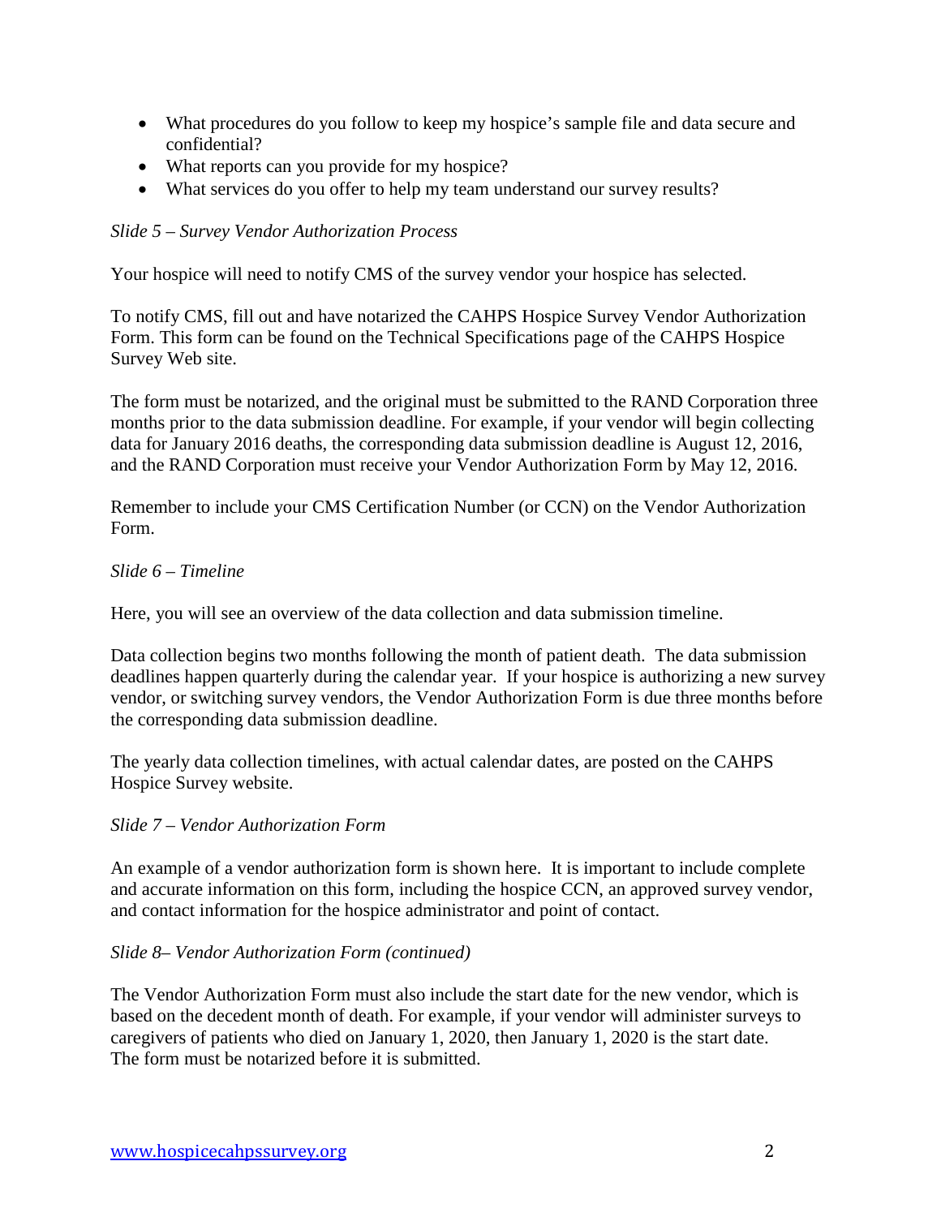- What procedures do you follow to keep my hospice's sample file and data secure and confidential?
- What reports can you provide for my hospice?
- What services do you offer to help my team understand our survey results?

*Slide 5 – Survey Vendor Authorization Process*

Your hospice will need to notify CMS of the survey vendor your hospice has selected.

To notify CMS, fill out and have notarized the CAHPS Hospice Survey Vendor Authorization Form. This form can be found on the Technical Specifications page of the CAHPS Hospice Survey Web site.

The form must be notarized, and the original must be submitted to the RAND Corporation three months prior to the data submission deadline. For example, if your vendor will begin collecting data for January 2016 deaths, the corresponding data submission deadline is August 12, 2016, and the RAND Corporation must receive your Vendor Authorization Form by May 12, 2016.

Remember to include your CMS Certification Number (or CCN) on the Vendor Authorization Form.

*Slide 6 – Timeline*

Here, you will see an overview of the data collection and data submission timeline.

Data collection begins two months following the month of patient death. The data submission deadlines happen quarterly during the calendar year. If your hospice is authorizing a new survey vendor, or switching survey vendors, the Vendor Authorization Form is due three months before the corresponding data submission deadline.

The yearly data collection timelines, with actual calendar dates, are posted on the CAHPS Hospice Survey website.

*Slide 7 – Vendor Authorization Form*

An example of a vendor authorization form is shown here. It is important to include complete and accurate information on this form, including the hospice CCN, an approved survey vendor, and contact information for the hospice administrator and point of contact.

*Slide 8– Vendor Authorization Form (continued)*

The Vendor Authorization Form must also include the start date for the new vendor, which is based on the decedent month of death. For example, if your vendor will administer surveys to caregivers of patients who died on January 1, 2020, then January 1, 2020 is the start date. The form must be notarized before it is submitted.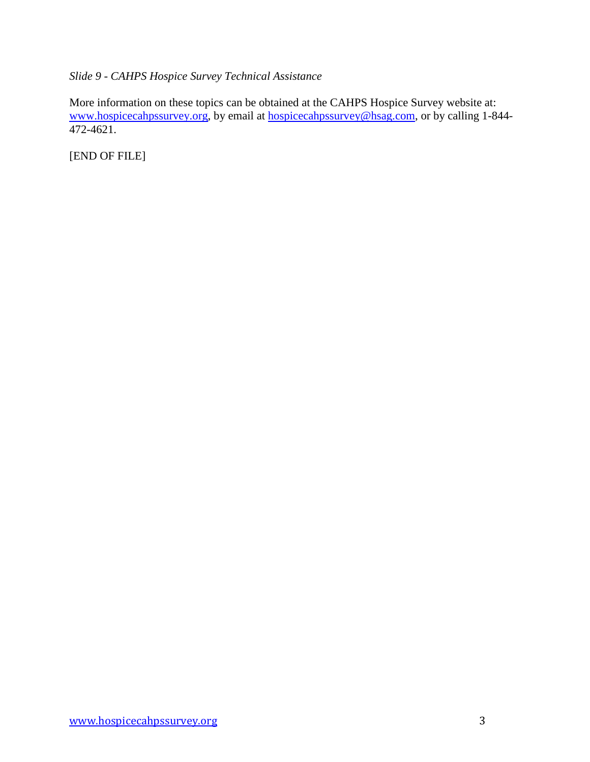*Slide 9 - CAHPS Hospice Survey Technical Assistance*

More information on these topics can be obtained at the CAHPS Hospice Survey website at: www.hospicecahpssurvey.org, by email at hospicecahpssurvey@hsag.com, or by calling 1-844-472-4621.

[END OF FILE]